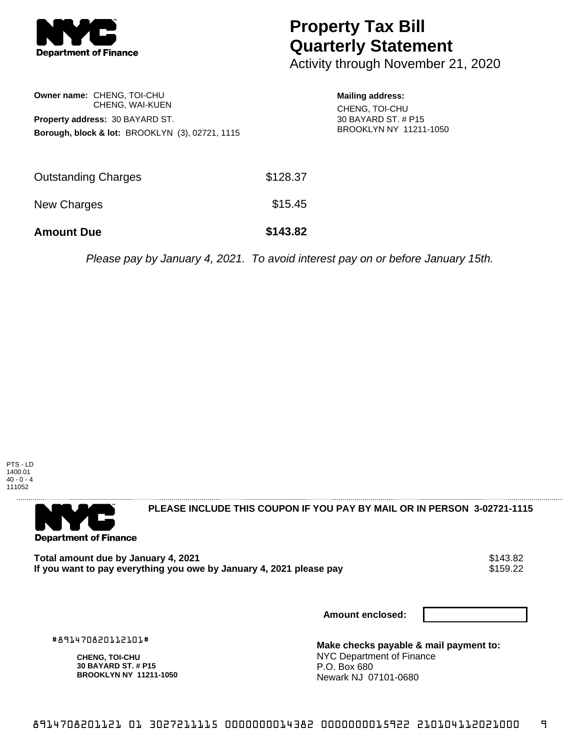# Property Tax Bill Quarterly Statement

Activity through November 21, 2020

**Owner name:** CHENG, TOI-CHU
CHENG, WAI-KUEN

**Property address:** 30 BAYARD ST.

**Borough, block & lot:** BROOKLYN (3), 02721, 1115

**Mailing address:**
CHENG, TOI-CHU
30 BAYARD ST. # P15
BROOKLYN NY 11211-1050

| | |
|---|---|
| Outstanding Charges | $128.37 |
| New Charges | $15.45 |
| **Amount Due** | **$143.82** |

*Please pay by January 4, 2021. To avoid interest pay on or before January 15th.*

PTS - LD
1400.01
40 - 0 - 4
111052

---

**PLEASE INCLUDE THIS COUPON IF YOU PAY BY MAIL OR IN PERSON 3-02721-1115**

| | |
|---|---|
| **Total amount due by January 4, 2021** | $143.82 |
| **If you want to pay everything you owe by January 4, 2021 please pay** | $159.22 |

**Amount enclosed:**

#891470820112101#

**CHENG, TOI-CHU**
**30 BAYARD ST. # P15**
**BROOKLYN NY 11211-1050**

**Make checks payable & mail payment to:**
NYC Department of Finance
P.O. Box 680
Newark NJ 07101-0680

8914708201121 01 3027211115 0000000014382 0000000015922 210104112021000 9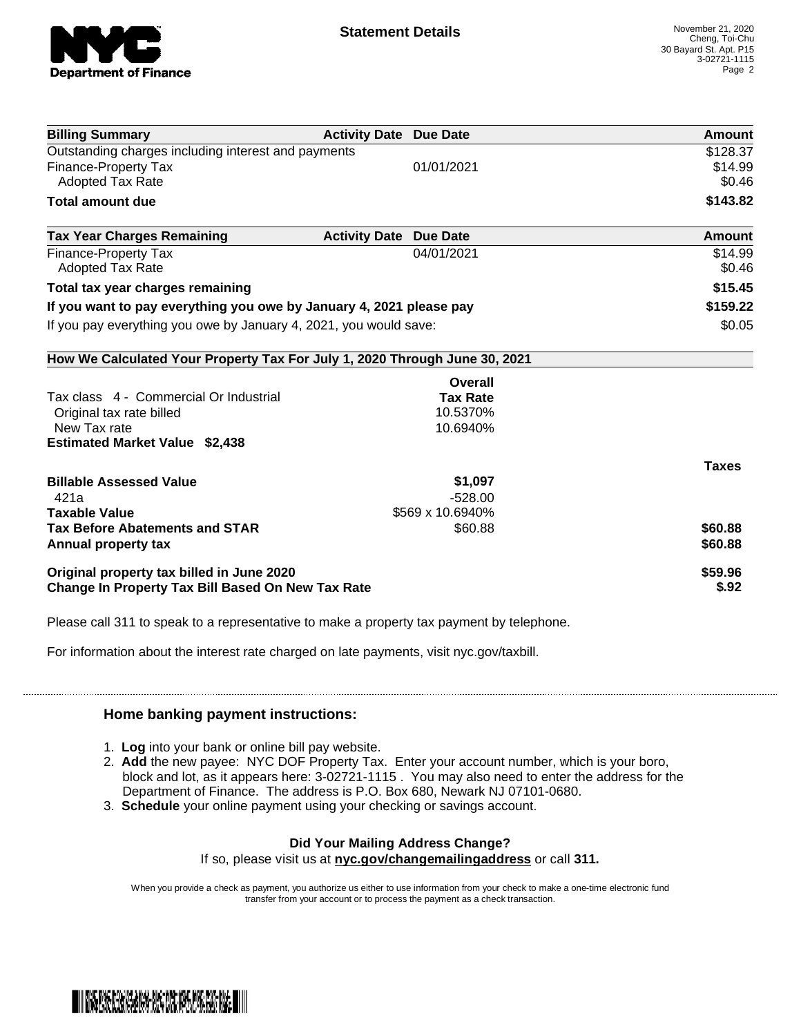**Statement Details**

November 21, 2020
Cheng, Toi-Chu
30 Bayard St. Apt. P15
3-02721-1115

| Billing Summary | Activity Date | Due Date | Amount |
|---|---|---|---|
| Outstanding charges including interest and payments | | | $128.37 |
| Finance-Property Tax | | 01/01/2021 | $14.99 |
| Adopted Tax Rate | | | $0.46 |
| **Total amount due** | | | **$143.82** |

| Tax Year Charges Remaining | Activity Date | Due Date | Amount |
|---|---|---|---|
| Finance-Property Tax | | 04/01/2021 | $14.99 |
| Adopted Tax Rate | | | $0.46 |
| **Total tax year charges remaining** | | | **$15.45** |
| **If you want to pay everything you owe by January 4, 2021 please pay** | | | **$159.22** |
| If you pay everything you owe by January 4, 2021, you would save: | | | $0.05 |

**How We Calculated Your Property Tax For July 1, 2020 Through June 30, 2021**

| | Overall Tax Rate | |
|---|---|---|
| Tax class 4 - Commercial Or Industrial | | |
| Original tax rate billed | 10.5370% | |
| New Tax rate | 10.6940% | |
| **Estimated Market Value $2,438** | | |
| | | **Taxes** |
| **Billable Assessed Value** | **$1,097** | |
| 421a | -528.00 | |
| **Taxable Value** | $569 x 10.6940% | |
| **Tax Before Abatements and STAR** | $60.88 | **$60.88** |
| **Annual property tax** | | **$60.88** |
| **Original property tax billed in June 2020** | | **$59.96** |
| **Change In Property Tax Bill Based On New Tax Rate** | | **$.92** |

Please call 311 to speak to a representative to make a property tax payment by telephone.

For information about the interest rate charged on late payments, visit nyc.gov/taxbill.

### Home banking payment instructions:

1. **Log** into your bank or online bill pay website.
2. **Add** the new payee: NYC DOF Property Tax. Enter your account number, which is your boro, block and lot, as it appears here: 3-02721-1115 . You may also need to enter the address for the Department of Finance. The address is P.O. Box 680, Newark NJ 07101-0680.
3. **Schedule** your online payment using your checking or savings account.

**Did Your Mailing Address Change?**
If so, please visit us at **nyc.gov/changemailingaddress** or call **311.**

When you provide a check as payment, you authorize us either to use information from your check to make a one-time electronic fund transfer from your account or to process the payment as a check transaction.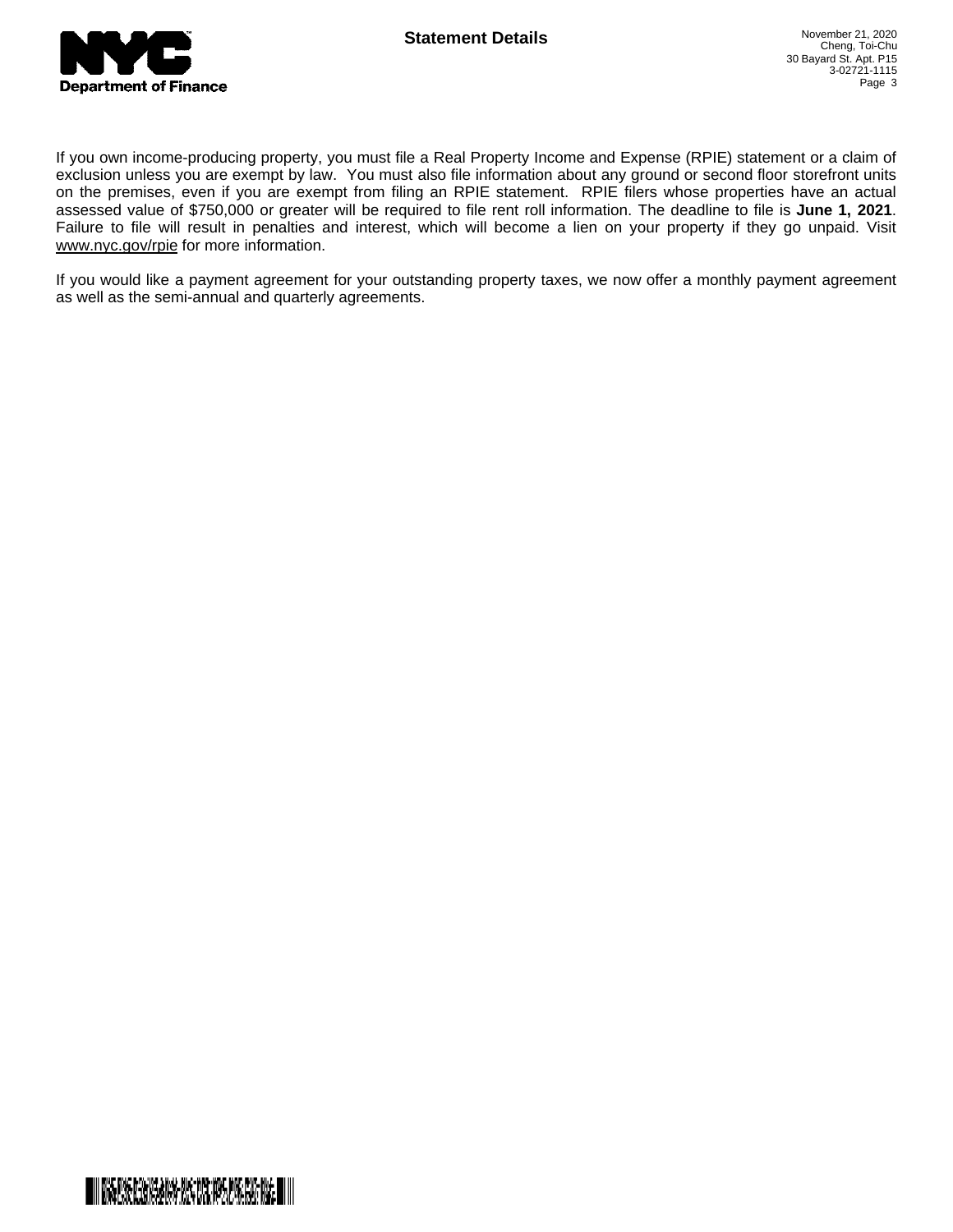If you own income-producing property, you must file a Real Property Income and Expense (RPIE) statement or a claim of exclusion unless you are exempt by law. You must also file information about any ground or second floor storefront units on the premises, even if you are exempt from filing an RPIE statement. RPIE filers whose properties have an actual assessed value of $750,000 or greater will be required to file rent roll information. The deadline to file is **June 1, 2021**. Failure to file will result in penalties and interest, which will become a lien on your property if they go unpaid. Visit www.nyc.gov/rpie for more information.

If you would like a payment agreement for your outstanding property taxes, we now offer a monthly payment agreement as well as the semi-annual and quarterly agreements.